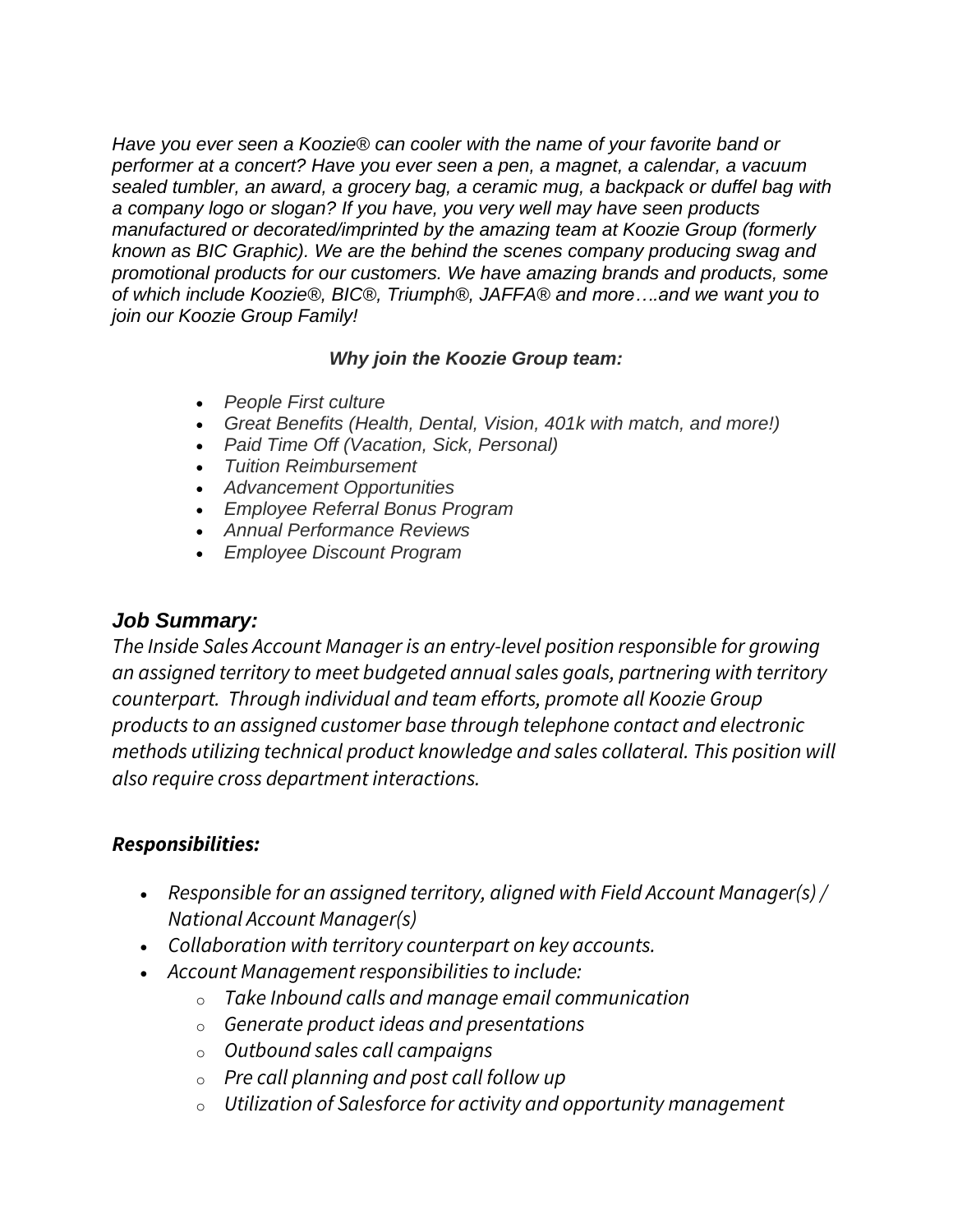*Have you ever seen a Koozie® can cooler with the name of your favorite band or performer at a concert? Have you ever seen a pen, a magnet, a calendar, a vacuum sealed tumbler, an award, a grocery bag, a ceramic mug, a backpack or duffel bag with a company logo or slogan? If you have, you very well may have seen products manufactured or decorated/imprinted by the amazing team at Koozie Group (formerly known as BIC Graphic). We are the behind the scenes company producing swag and promotional products for our customers. We have amazing brands and products, some of which include Koozie®, BIC®, Triumph®, JAFFA® and more….and we want you to join our Koozie Group Family!*

***Why join the Koozie Group team:***

- *People First culture*
- *Great Benefits (Health, Dental, Vision, 401k with match, and more!)*
- *Paid Time Off (Vacation, Sick, Personal)*
- *Tuition Reimbursement*
- *Advancement Opportunities*
- *Employee Referral Bonus Program*
- *Annual Performance Reviews*
- *Employee Discount Program*

## *Job Summary:*

*The Inside Sales Account Manager is an entry-level position responsible for growing an assigned territory to meet budgeted annual sales goals, partnering with territory counterpart. Through individual and team efforts, promote all Koozie Group products to an assigned customer base through telephone contact and electronic methods utilizing technical product knowledge and sales collateral. This position will also require cross department interactions.*

## *Responsibilities:*

- *Responsible for an assigned territory, aligned with Field Account Manager(s) / National Account Manager(s)*
- *Collaboration with territory counterpart on key accounts.*
- *Account Management responsibilities to include:*
  - *Take Inbound calls and manage email communication*
  - *Generate product ideas and presentations*
  - *Outbound sales call campaigns*
  - *Pre call planning and post call follow up*
  - *Utilization of Salesforce for activity and opportunity management*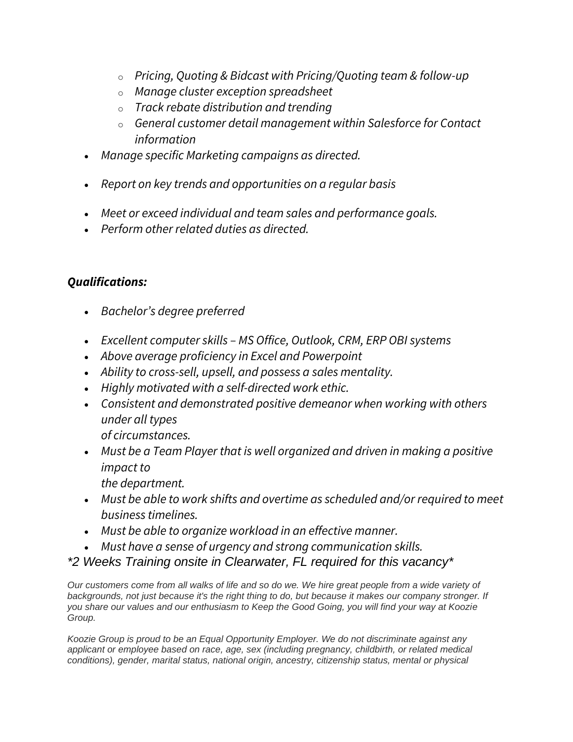- *Pricing, Quoting & Bidcast with Pricing/Quoting team & follow-up*
  - *Manage cluster exception spreadsheet*
  - *Track rebate distribution and trending*
  - *General customer detail management within Salesforce for Contact information*
- *Manage specific Marketing campaigns as directed.*
- *Report on key trends and opportunities on a regular basis*
- *Meet or exceed individual and team sales and performance goals.*
- *Perform other related duties as directed.*

***Qualifications:***

- *Bachelor's degree preferred*
- *Excellent computer skills – MS Office, Outlook, CRM, ERP OBI systems*
- *Above average proficiency in Excel and Powerpoint*
- *Ability to cross-sell, upsell, and possess a sales mentality.*
- *Highly motivated with a self-directed work ethic.*
- *Consistent and demonstrated positive demeanor when working with others under all types of circumstances.*
- *Must be a Team Player that is well organized and driven in making a positive impact to the department.*
- *Must be able to work shifts and overtime as scheduled and/or required to meet business timelines.*
- *Must be able to organize workload in an effective manner.*
- *Must have a sense of urgency and strong communication skills.*

**2 Weeks Training onsite in Clearwater, FL required for this vacancy**

*Our customers come from all walks of life and so do we. We hire great people from a wide variety of backgrounds, not just because it's the right thing to do, but because it makes our company stronger. If you share our values and our enthusiasm to Keep the Good Going, you will find your way at Koozie Group.*

*Koozie Group is proud to be an Equal Opportunity Employer. We do not discriminate against any applicant or employee based on race, age, sex (including pregnancy, childbirth, or related medical conditions), gender, marital status, national origin, ancestry, citizenship status, mental or physical*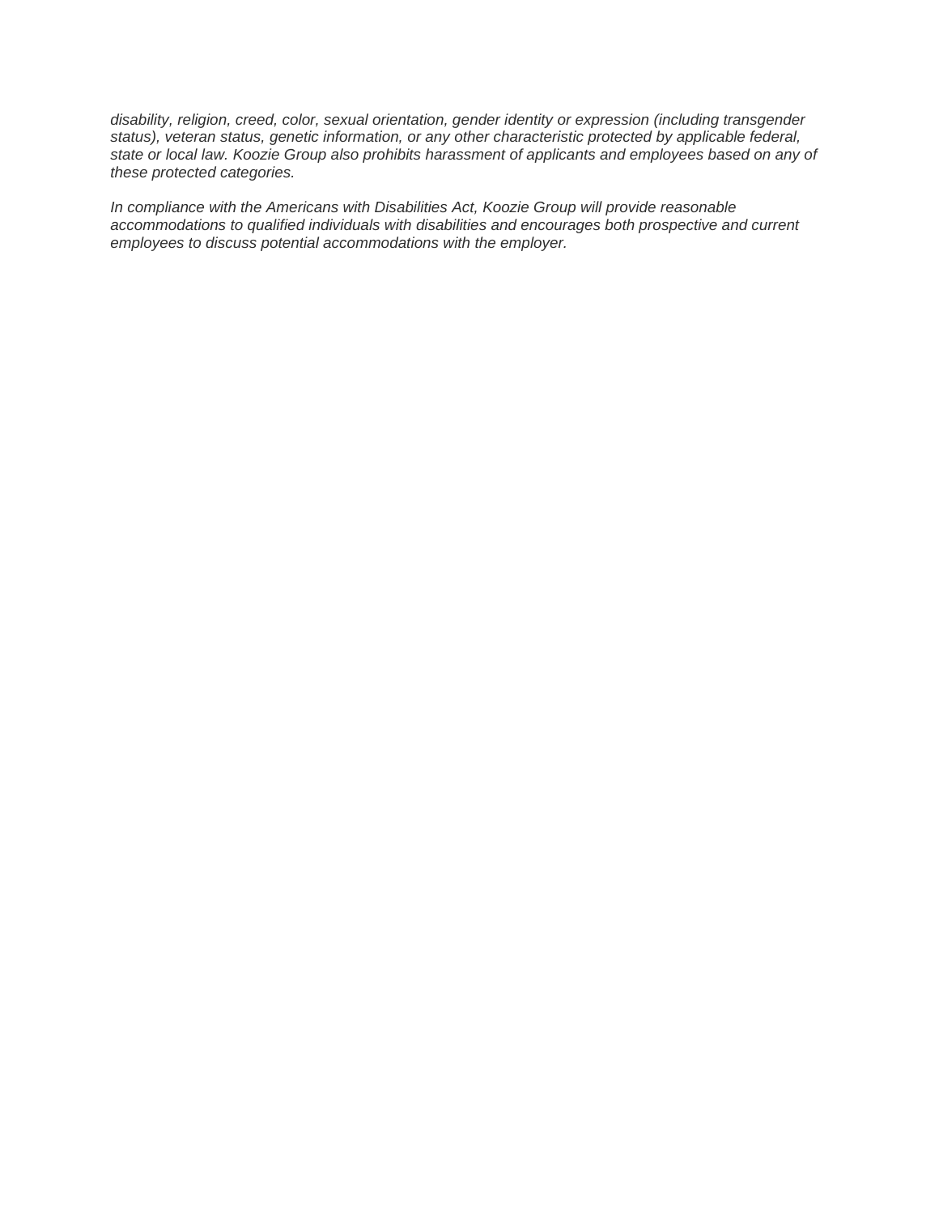*disability, religion, creed, color, sexual orientation, gender identity or expression (including transgender status), veteran status, genetic information, or any other characteristic protected by applicable federal, state or local law. Koozie Group also prohibits harassment of applicants and employees based on any of these protected categories.*

*In compliance with the Americans with Disabilities Act, Koozie Group will provide reasonable accommodations to qualified individuals with disabilities and encourages both prospective and current employees to discuss potential accommodations with the employer.*